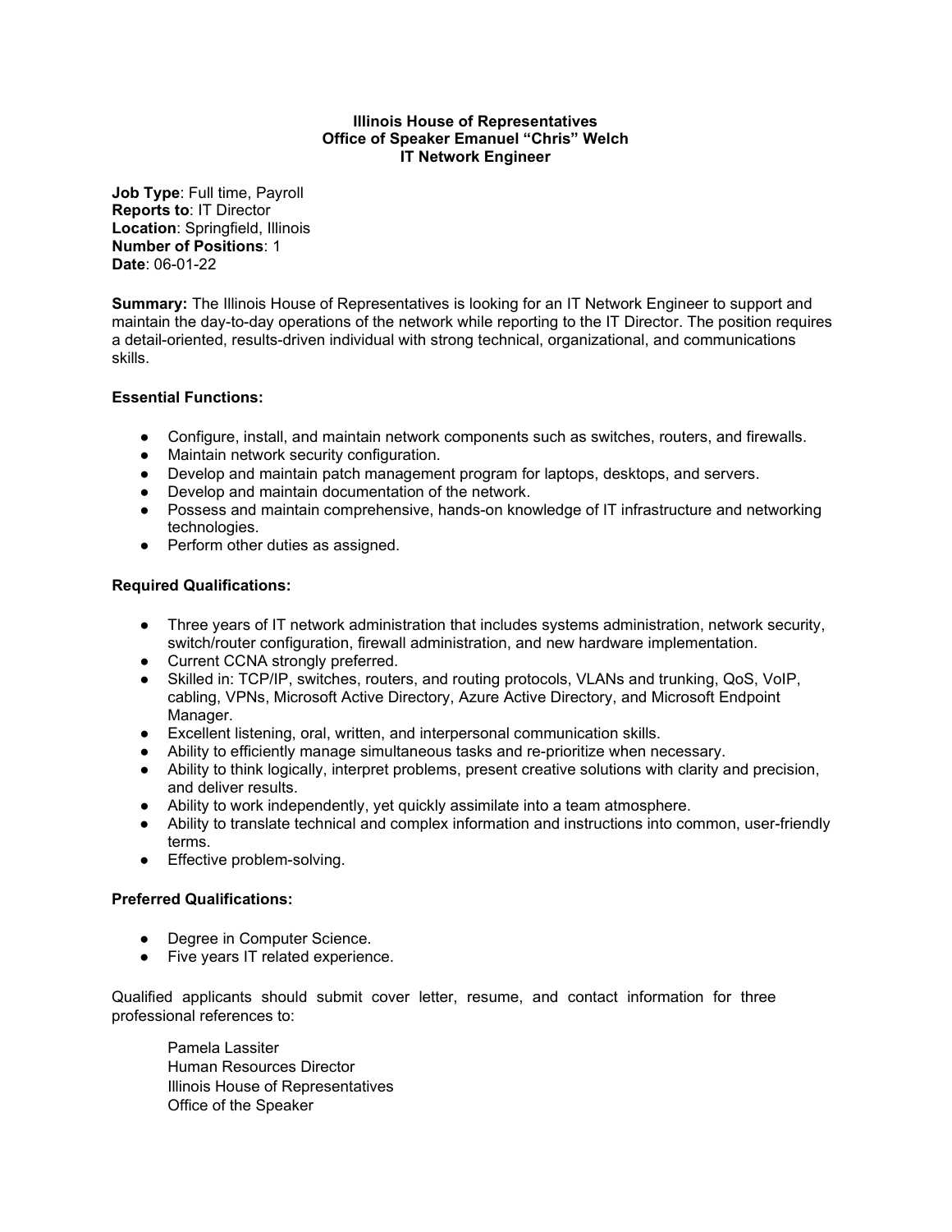**Illinois House of Representatives**
**Office of Speaker Emanuel "Chris" Welch**
**IT Network Engineer**

**Job Type**: Full time, Payroll
**Reports to**: IT Director
**Location**: Springfield, Illinois
**Number of Positions**: 1
**Date**: 06-01-22

**Summary:** The Illinois House of Representatives is looking for an IT Network Engineer to support and maintain the day-to-day operations of the network while reporting to the IT Director. The position requires a detail-oriented, results-driven individual with strong technical, organizational, and communications skills.

**Essential Functions:**

- Configure, install, and maintain network components such as switches, routers, and firewalls.
- Maintain network security configuration.
- Develop and maintain patch management program for laptops, desktops, and servers.
- Develop and maintain documentation of the network.
- Possess and maintain comprehensive, hands-on knowledge of IT infrastructure and networking technologies.
- Perform other duties as assigned.

**Required Qualifications:**

- Three years of IT network administration that includes systems administration, network security, switch/router configuration, firewall administration, and new hardware implementation.
- Current CCNA strongly preferred.
- Skilled in: TCP/IP, switches, routers, and routing protocols, VLANs and trunking, QoS, VoIP, cabling, VPNs, Microsoft Active Directory, Azure Active Directory, and Microsoft Endpoint Manager.
- Excellent listening, oral, written, and interpersonal communication skills.
- Ability to efficiently manage simultaneous tasks and re-prioritize when necessary.
- Ability to think logically, interpret problems, present creative solutions with clarity and precision, and deliver results.
- Ability to work independently, yet quickly assimilate into a team atmosphere.
- Ability to translate technical and complex information and instructions into common, user-friendly terms.
- Effective problem-solving.

**Preferred Qualifications:**

- Degree in Computer Science.
- Five years IT related experience.

Qualified applicants should submit cover letter, resume, and contact information for three professional references to:

Pamela Lassiter
Human Resources Director
Illinois House of Representatives
Office of the Speaker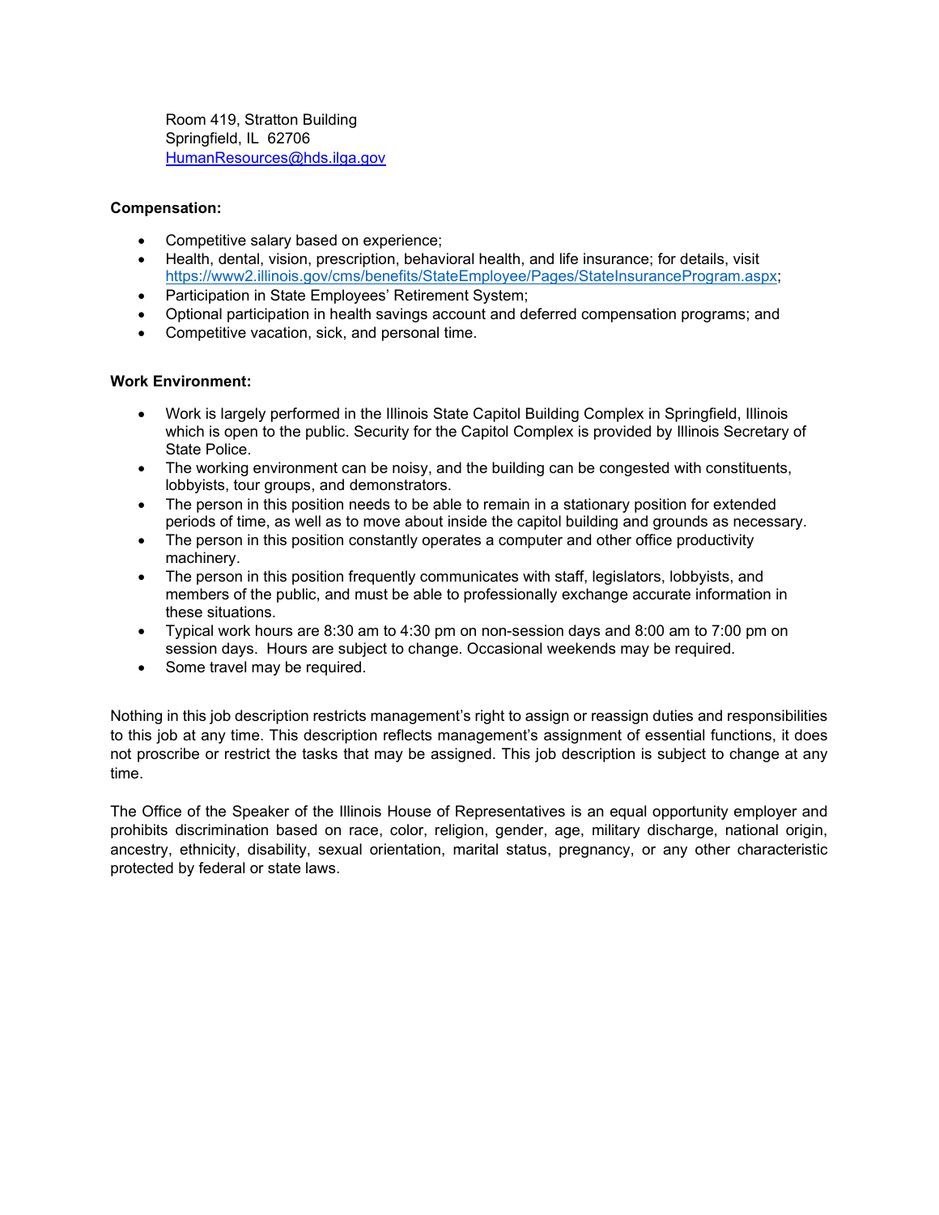Room 419, Stratton Building
Springfield, IL 62706
HumanResources@hds.ilga.gov

**Compensation:**

- Competitive salary based on experience;
- Health, dental, vision, prescription, behavioral health, and life insurance; for details, visit https://www2.illinois.gov/cms/benefits/StateEmployee/Pages/StateInsuranceProgram.aspx;
- Participation in State Employees' Retirement System;
- Optional participation in health savings account and deferred compensation programs; and
- Competitive vacation, sick, and personal time.

**Work Environment:**

- Work is largely performed in the Illinois State Capitol Building Complex in Springfield, Illinois which is open to the public. Security for the Capitol Complex is provided by Illinois Secretary of State Police.
- The working environment can be noisy, and the building can be congested with constituents, lobbyists, tour groups, and demonstrators.
- The person in this position needs to be able to remain in a stationary position for extended periods of time, as well as to move about inside the capitol building and grounds as necessary.
- The person in this position constantly operates a computer and other office productivity machinery.
- The person in this position frequently communicates with staff, legislators, lobbyists, and members of the public, and must be able to professionally exchange accurate information in these situations.
- Typical work hours are 8:30 am to 4:30 pm on non-session days and 8:00 am to 7:00 pm on session days. Hours are subject to change. Occasional weekends may be required.
- Some travel may be required.

Nothing in this job description restricts management's right to assign or reassign duties and responsibilities to this job at any time. This description reflects management's assignment of essential functions, it does not proscribe or restrict the tasks that may be assigned. This job description is subject to change at any time.

The Office of the Speaker of the Illinois House of Representatives is an equal opportunity employer and prohibits discrimination based on race, color, religion, gender, age, military discharge, national origin, ancestry, ethnicity, disability, sexual orientation, marital status, pregnancy, or any other characteristic protected by federal or state laws.